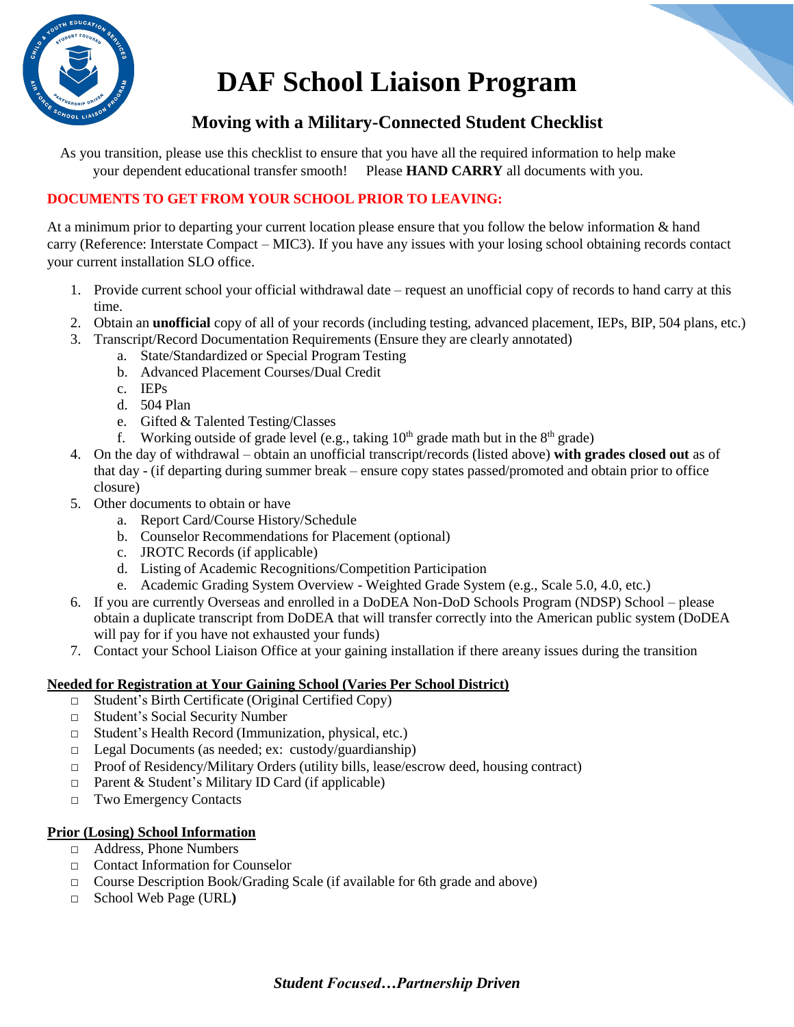# DAF School Liaison Program

## Moving with a Military-Connected Student Checklist

As you transition, please use this checklist to ensure that you have all the required information to help make your dependent educational transfer smooth! Please **HAND CARRY** all documents with you.

**DOCUMENTS TO GET FROM YOUR SCHOOL PRIOR TO LEAVING:**

At a minimum prior to departing your current location please ensure that you follow the below information & hand carry (Reference: Interstate Compact – MIC3). If you have any issues with your losing school obtaining records contact your current installation SLO office.

1. Provide current school your official withdrawal date – request an unofficial copy of records to hand carry at this time.
2. Obtain an **unofficial** copy of all of your records (including testing, advanced placement, IEPs, BIP, 504 plans, etc.)
3. Transcript/Record Documentation Requirements (Ensure they are clearly annotated)
   a. State/Standardized or Special Program Testing
   b. Advanced Placement Courses/Dual Credit
   c. IEPs
   d. 504 Plan
   e. Gifted & Talented Testing/Classes
   f. Working outside of grade level (e.g., taking 10th grade math but in the 8th grade)
4. On the day of withdrawal – obtain an unofficial transcript/records (listed above) **with grades closed out** as of that day - (if departing during summer break – ensure copy states passed/promoted and obtain prior to office closure)
5. Other documents to obtain or have
   a. Report Card/Course History/Schedule
   b. Counselor Recommendations for Placement (optional)
   c. JROTC Records (if applicable)
   d. Listing of Academic Recognitions/Competition Participation
   e. Academic Grading System Overview - Weighted Grade System (e.g., Scale 5.0, 4.0, etc.)
6. If you are currently Overseas and enrolled in a DoDEA Non-DoD Schools Program (NDSP) School – please obtain a duplicate transcript from DoDEA that will transfer correctly into the American public system (DoDEA will pay for if you have not exhausted your funds)
7. Contact your School Liaison Office at your gaining installation if there areany issues during the transition

**Needed for Registration at Your Gaining School (Varies Per School District)**

- ☐ Student's Birth Certificate (Original Certified Copy)
- ☐ Student's Social Security Number
- ☐ Student's Health Record (Immunization, physical, etc.)
- ☐ Legal Documents (as needed; ex: custody/guardianship)
- ☐ Proof of Residency/Military Orders (utility bills, lease/escrow deed, housing contract)
- ☐ Parent & Student's Military ID Card (if applicable)
- ☐ Two Emergency Contacts

**Prior (Losing) School Information**

- ☐ Address, Phone Numbers
- ☐ Contact Information for Counselor
- ☐ Course Description Book/Grading Scale (if available for 6th grade and above)
- ☐ School Web Page (URL)

***Student Focused…Partnership Driven***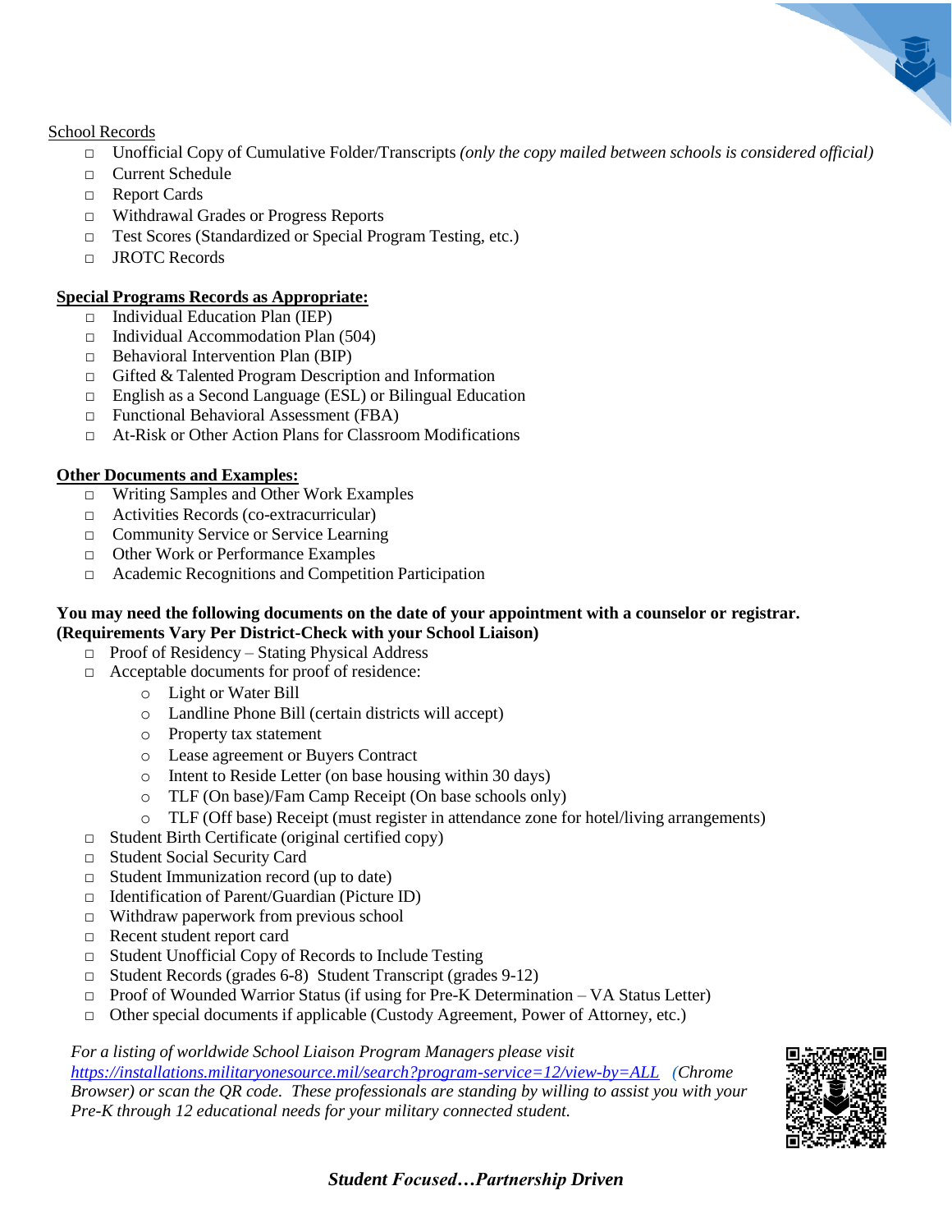School Records

- Unofficial Copy of Cumulative Folder/Transcripts *(only the copy mailed between schools is considered official)*
- Current Schedule
- Report Cards
- Withdrawal Grades or Progress Reports
- Test Scores (Standardized or Special Program Testing, etc.)
- JROTC Records

**Special Programs Records as Appropriate:**

- Individual Education Plan (IEP)
- Individual Accommodation Plan (504)
- Behavioral Intervention Plan (BIP)
- Gifted & Talented Program Description and Information
- English as a Second Language (ESL) or Bilingual Education
- Functional Behavioral Assessment (FBA)
- At-Risk or Other Action Plans for Classroom Modifications

**Other Documents and Examples:**

- Writing Samples and Other Work Examples
- Activities Records (co-extracurricular)
- Community Service or Service Learning
- Other Work or Performance Examples
- Academic Recognitions and Competition Participation

**You may need the following documents on the date of your appointment with a counselor or registrar. (Requirements Vary Per District-Check with your School Liaison)**

- Proof of Residency – Stating Physical Address
- Acceptable documents for proof of residence:
  - Light or Water Bill
  - Landline Phone Bill (certain districts will accept)
  - Property tax statement
  - Lease agreement or Buyers Contract
  - Intent to Reside Letter (on base housing within 30 days)
  - TLF (On base)/Fam Camp Receipt (On base schools only)
  - TLF (Off base) Receipt (must register in attendance zone for hotel/living arrangements)
- Student Birth Certificate (original certified copy)
- Student Social Security Card
- Student Immunization record (up to date)
- Identification of Parent/Guardian (Picture ID)
- Withdraw paperwork from previous school
- Recent student report card
- Student Unofficial Copy of Records to Include Testing
- Student Records (grades 6-8) Student Transcript (grades 9-12)
- Proof of Wounded Warrior Status (if using for Pre-K Determination – VA Status Letter)
- Other special documents if applicable (Custody Agreement, Power of Attorney, etc.)

*For a listing of worldwide School Liaison Program Managers please visit https://installations.militaryonesource.mil/search?program-service=12/view-by=ALL (Chrome Browser) or scan the QR code. These professionals are standing by willing to assist you with your Pre-K through 12 educational needs for your military connected student.*

***Student Focused…Partnership Driven***